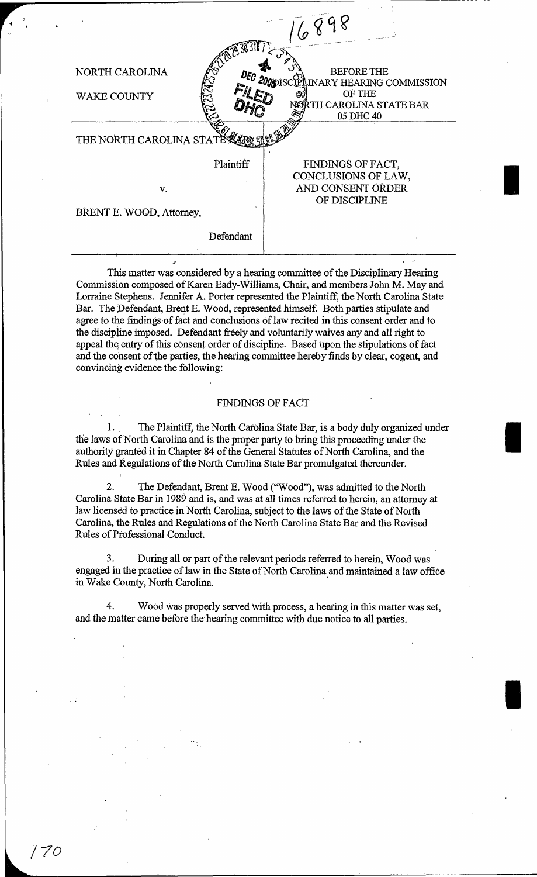16898

NORTH CAROLINA

WAKE COUNTY

BEFORE THE
DISCIPLINARY HEARING COMMISSION
OF THE
NORTH CAROLINA STATE BAR
05 DHC 40

THE NORTH CAROLINA STATE BAR,

Plaintiff

v.

BRENT E. WOOD, Attorney,

Defendant

FINDINGS OF FACT,
CONCLUSIONS OF LAW,
AND CONSENT ORDER
OF DISCIPLINE

This matter was considered by a hearing committee of the Disciplinary Hearing Commission composed of Karen Eady-Williams, Chair, and members John M. May and Lorraine Stephens. Jennifer A. Porter represented the Plaintiff, the North Carolina State Bar. The Defendant, Brent E. Wood, represented himself. Both parties stipulate and agree to the findings of fact and conclusions of law recited in this consent order and to the discipline imposed. Defendant freely and voluntarily waives any and all right to appeal the entry of this consent order of discipline. Based upon the stipulations of fact and the consent of the parties, the hearing committee hereby finds by clear, cogent, and convincing evidence the following:

## FINDINGS OF FACT

1. The Plaintiff, the North Carolina State Bar, is a body duly organized under the laws of North Carolina and is the proper party to bring this proceeding under the authority granted it in Chapter 84 of the General Statutes of North Carolina, and the Rules and Regulations of the North Carolina State Bar promulgated thereunder.

2. The Defendant, Brent E. Wood ("Wood"), was admitted to the North Carolina State Bar in 1989 and is, and was at all times referred to herein, an attorney at law licensed to practice in North Carolina, subject to the laws of the State of North Carolina, the Rules and Regulations of the North Carolina State Bar and the Revised Rules of Professional Conduct.

3. During all or part of the relevant periods referred to herein, Wood was engaged in the practice of law in the State of North Carolina and maintained a law office in Wake County, North Carolina.

4. Wood was properly served with process, a hearing in this matter was set, and the matter came before the hearing committee with due notice to all parties.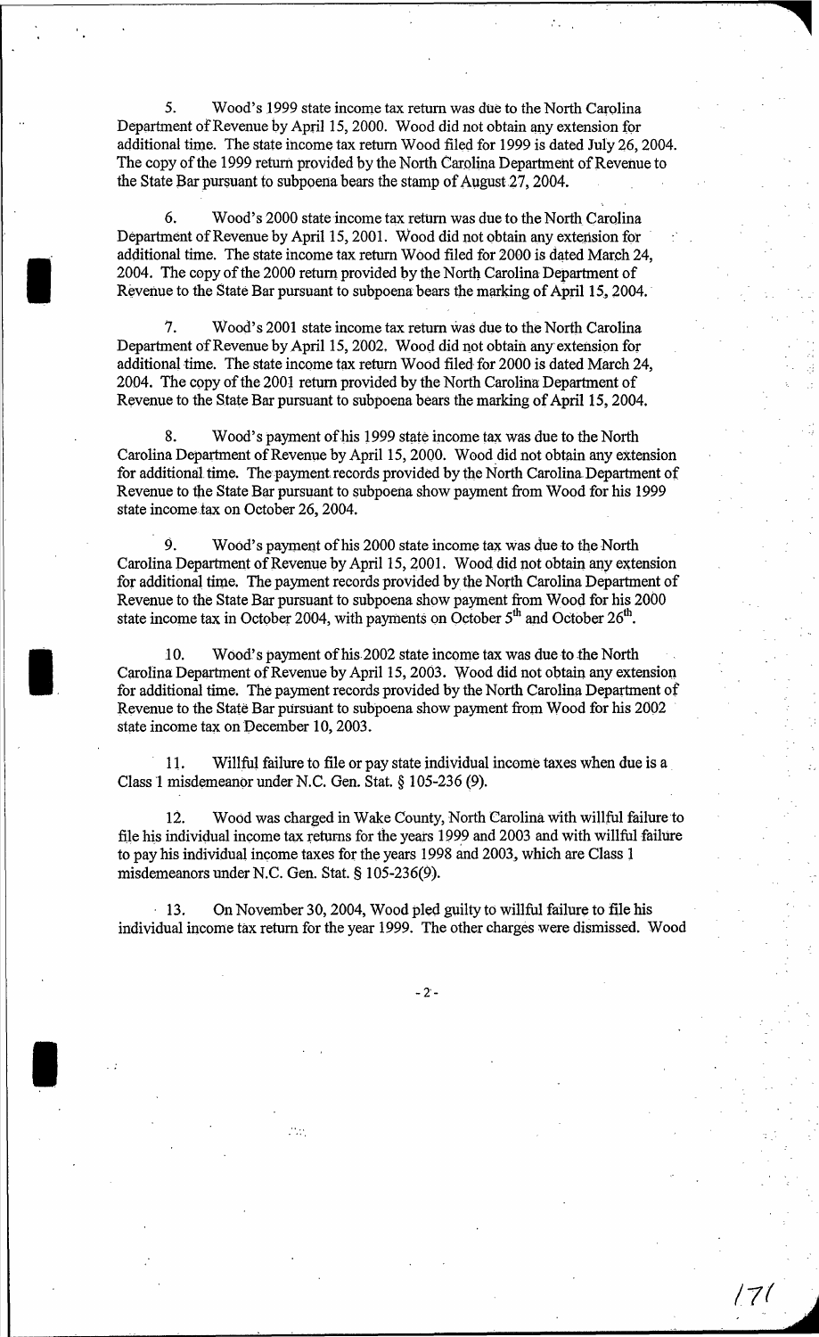5. Wood's 1999 state income tax return was due to the North Carolina Department of Revenue by April 15, 2000. Wood did not obtain any extension for additional time. The state income tax return Wood filed for 1999 is dated July 26, 2004. The copy of the 1999 return provided by the North Carolina Department of Revenue to the State Bar pursuant to subpoena bears the stamp of August 27, 2004.

6. Wood's 2000 state income tax return was due to the North Carolina Department of Revenue by April 15, 2001. Wood did not obtain any extension for additional time. The state income tax return Wood filed for 2000 is dated March 24, 2004. The copy of the 2000 return provided by the North Carolina Department of Revenue to the State Bar pursuant to subpoena bears the marking of April 15, 2004.

7. Wood's 2001 state income tax return was due to the North Carolina Department of Revenue by April 15, 2002. Wood did not obtain any extension for additional time. The state income tax return Wood filed for 2000 is dated March 24, 2004. The copy of the 2001 return provided by the North Carolina Department of Revenue to the State Bar pursuant to subpoena bears the marking of April 15, 2004.

8. Wood's payment of his 1999 state income tax was due to the North Carolina Department of Revenue by April 15, 2000. Wood did not obtain any extension for additional time. The payment records provided by the North Carolina Department of Revenue to the State Bar pursuant to subpoena show payment from Wood for his 1999 state income tax on October 26, 2004.

9. Wood's payment of his 2000 state income tax was due to the North Carolina Department of Revenue by April 15, 2001. Wood did not obtain any extension for additional time. The payment records provided by the North Carolina Department of Revenue to the State Bar pursuant to subpoena show payment from Wood for his 2000 state income tax in October 2004, with payments on October 5th and October 26th.

10. Wood's payment of his 2002 state income tax was due to the North Carolina Department of Revenue by April 15, 2003. Wood did not obtain any extension for additional time. The payment records provided by the North Carolina Department of Revenue to the State Bar pursuant to subpoena show payment from Wood for his 2002 state income tax on December 10, 2003.

11. Willful failure to file or pay state individual income taxes when due is a Class 1 misdemeanor under N.C. Gen. Stat. § 105-236 (9).

12. Wood was charged in Wake County, North Carolina with willful failure to file his individual income tax returns for the years 1999 and 2003 and with willful failure to pay his individual income taxes for the years 1998 and 2003, which are Class 1 misdemeanors under N.C. Gen. Stat. § 105-236(9).

13. On November 30, 2004, Wood pled guilty to willful failure to file his individual income tax return for the year 1999. The other charges were dismissed. Wood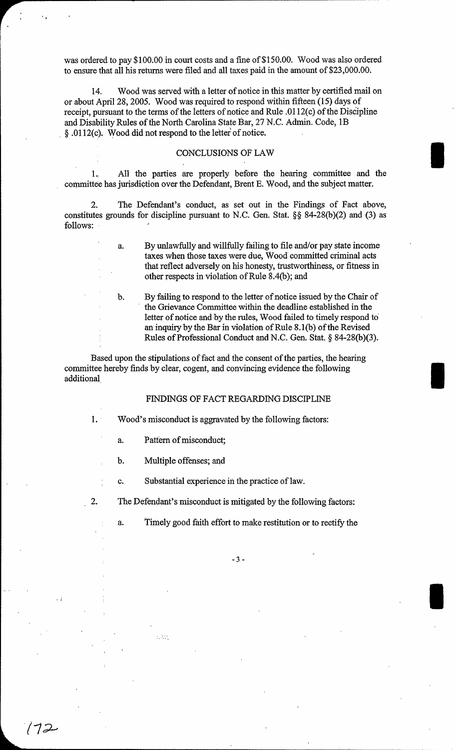was ordered to pay $100.00 in court costs and a fine of $150.00. Wood was also ordered to ensure that all his returns were filed and all taxes paid in the amount of $23,000.00.

14. Wood was served with a letter of notice in this matter by certified mail on or about April 28, 2005. Wood was required to respond within fifteen (15) days of receipt, pursuant to the terms of the letters of notice and Rule .0112(c) of the Discipline and Disability Rules of the North Carolina State Bar, 27 N.C. Admin. Code, 1B § .0112(c). Wood did not respond to the letter of notice.

## CONCLUSIONS OF LAW

1. All the parties are properly before the hearing committee and the committee has jurisdiction over the Defendant, Brent E. Wood, and the subject matter.

2. The Defendant's conduct, as set out in the Findings of Fact above, constitutes grounds for discipline pursuant to N.C. Gen. Stat. §§ 84-28(b)(2) and (3) as follows:

   a. By unlawfully and willfully failing to file and/or pay state income taxes when those taxes were due, Wood committed criminal acts that reflect adversely on his honesty, trustworthiness, or fitness in other respects in violation of Rule 8.4(b); and

   b. By failing to respond to the letter of notice issued by the Chair of the Grievance Committee within the deadline established in the letter of notice and by the rules, Wood failed to timely respond to an inquiry by the Bar in violation of Rule 8.1(b) of the Revised Rules of Professional Conduct and N.C. Gen. Stat. § 84-28(b)(3).

Based upon the stipulations of fact and the consent of the parties, the hearing committee hereby finds by clear, cogent, and convincing evidence the following additional

## FINDINGS OF FACT REGARDING DISCIPLINE

1. Wood's misconduct is aggravated by the following factors:

   a. Pattern of misconduct;

   b. Multiple offenses; and

   c. Substantial experience in the practice of law.

2. The Defendant's misconduct is mitigated by the following factors:

   a. Timely good faith effort to make restitution or to rectify the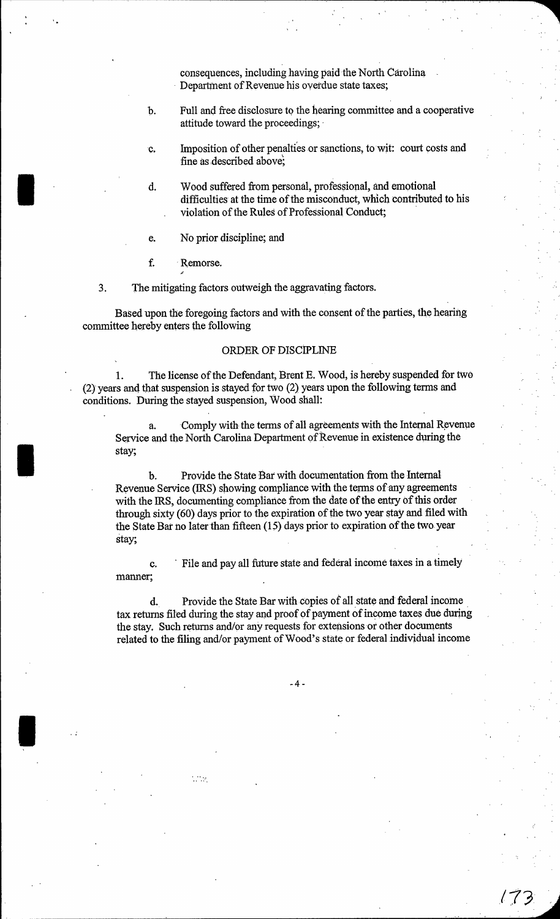consequences, including having paid the North Carolina Department of Revenue his overdue state taxes;

b. Full and free disclosure to the hearing committee and a cooperative attitude toward the proceedings;

c. Imposition of other penalties or sanctions, to wit: court costs and fine as described above;

d. Wood suffered from personal, professional, and emotional difficulties at the time of the misconduct, which contributed to his violation of the Rules of Professional Conduct;

e. No prior discipline; and

f. Remorse.

3. The mitigating factors outweigh the aggravating factors.

Based upon the foregoing factors and with the consent of the parties, the hearing committee hereby enters the following

## ORDER OF DISCIPLINE

1. The license of the Defendant, Brent E. Wood, is hereby suspended for two (2) years and that suspension is stayed for two (2) years upon the following terms and conditions. During the stayed suspension, Wood shall:

a. Comply with the terms of all agreements with the Internal Revenue Service and the North Carolina Department of Revenue in existence during the stay;

b. Provide the State Bar with documentation from the Internal Revenue Service (IRS) showing compliance with the terms of any agreements with the IRS, documenting compliance from the date of the entry of this order through sixty (60) days prior to the expiration of the two year stay and filed with the State Bar no later than fifteen (15) days prior to expiration of the two year stay;

c. File and pay all future state and federal income taxes in a timely manner;

d. Provide the State Bar with copies of all state and federal income tax returns filed during the stay and proof of payment of income taxes due during the stay. Such returns and/or any requests for extensions or other documents related to the filing and/or payment of Wood's state or federal individual income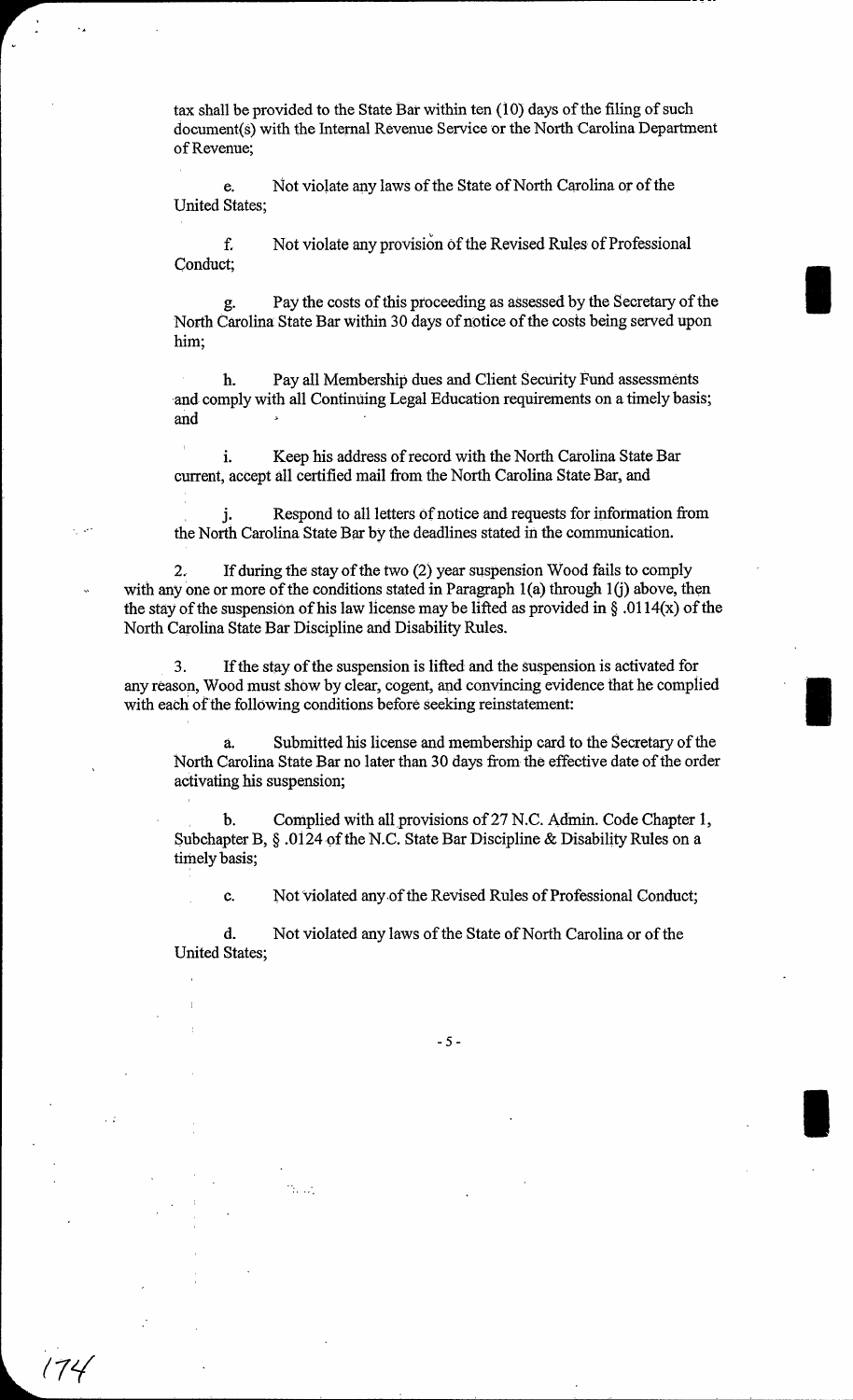tax shall be provided to the State Bar within ten (10) days of the filing of such document(s) with the Internal Revenue Service or the North Carolina Department of Revenue;

e. Not violate any laws of the State of North Carolina or of the United States;

f. Not violate any provision of the Revised Rules of Professional Conduct;

g. Pay the costs of this proceeding as assessed by the Secretary of the North Carolina State Bar within 30 days of notice of the costs being served upon him;

h. Pay all Membership dues and Client Security Fund assessments and comply with all Continuing Legal Education requirements on a timely basis; and

i. Keep his address of record with the North Carolina State Bar current, accept all certified mail from the North Carolina State Bar, and

j. Respond to all letters of notice and requests for information from the North Carolina State Bar by the deadlines stated in the communication.

2. If during the stay of the two (2) year suspension Wood fails to comply with any one or more of the conditions stated in Paragraph 1(a) through 1(j) above, then the stay of the suspension of his law license may be lifted as provided in § .0114(x) of the North Carolina State Bar Discipline and Disability Rules.

3. If the stay of the suspension is lifted and the suspension is activated for any reason, Wood must show by clear, cogent, and convincing evidence that he complied with each of the following conditions before seeking reinstatement:

a. Submitted his license and membership card to the Secretary of the North Carolina State Bar no later than 30 days from the effective date of the order activating his suspension;

b. Complied with all provisions of 27 N.C. Admin. Code Chapter 1, Subchapter B, § .0124 of the N.C. State Bar Discipline & Disability Rules on a timely basis;

c. Not violated any of the Revised Rules of Professional Conduct;

d. Not violated any laws of the State of North Carolina or of the United States;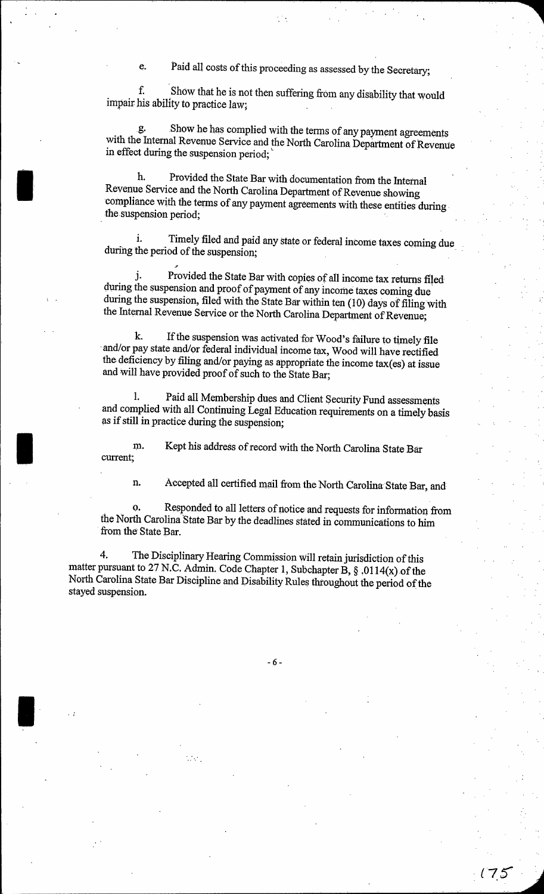e. Paid all costs of this proceeding as assessed by the Secretary;

f. Show that he is not then suffering from any disability that would impair his ability to practice law;

g. Show he has complied with the terms of any payment agreements with the Internal Revenue Service and the North Carolina Department of Revenue in effect during the suspension period;

h. Provided the State Bar with documentation from the Internal Revenue Service and the North Carolina Department of Revenue showing compliance with the terms of any payment agreements with these entities during the suspension period;

i. Timely filed and paid any state or federal income taxes coming due during the period of the suspension;

j. Provided the State Bar with copies of all income tax returns filed during the suspension and proof of payment of any income taxes coming due during the suspension, filed with the State Bar within ten (10) days of filing with the Internal Revenue Service or the North Carolina Department of Revenue;

k. If the suspension was activated for Wood's failure to timely file and/or pay state and/or federal individual income tax, Wood will have rectified the deficiency by filing and/or paying as appropriate the income tax(es) at issue and will have provided proof of such to the State Bar;

l. Paid all Membership dues and Client Security Fund assessments and complied with all Continuing Legal Education requirements on a timely basis as if still in practice during the suspension;

m. Kept his address of record with the North Carolina State Bar current;

n. Accepted all certified mail from the North Carolina State Bar, and

o. Responded to all letters of notice and requests for information from the North Carolina State Bar by the deadlines stated in communications to him from the State Bar.

4. The Disciplinary Hearing Commission will retain jurisdiction of this matter pursuant to 27 N.C. Admin. Code Chapter 1, Subchapter B, § .0114(x) of the North Carolina State Bar Discipline and Disability Rules throughout the period of the stayed suspension.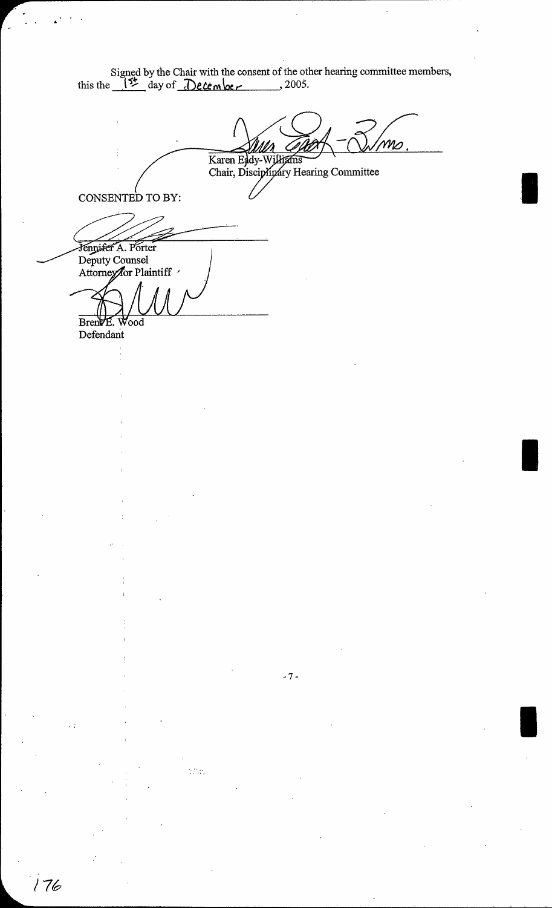Signed by the Chair with the consent of the other hearing committee members, this the 1st day of December, 2005.

Karen Eady-Williams
Chair, Disciplinary Hearing Committee

CONSENTED TO BY:

Jennifer A. Porter
Deputy Counsel
Attorney for Plaintiff

Brent E. Wood
Defendant